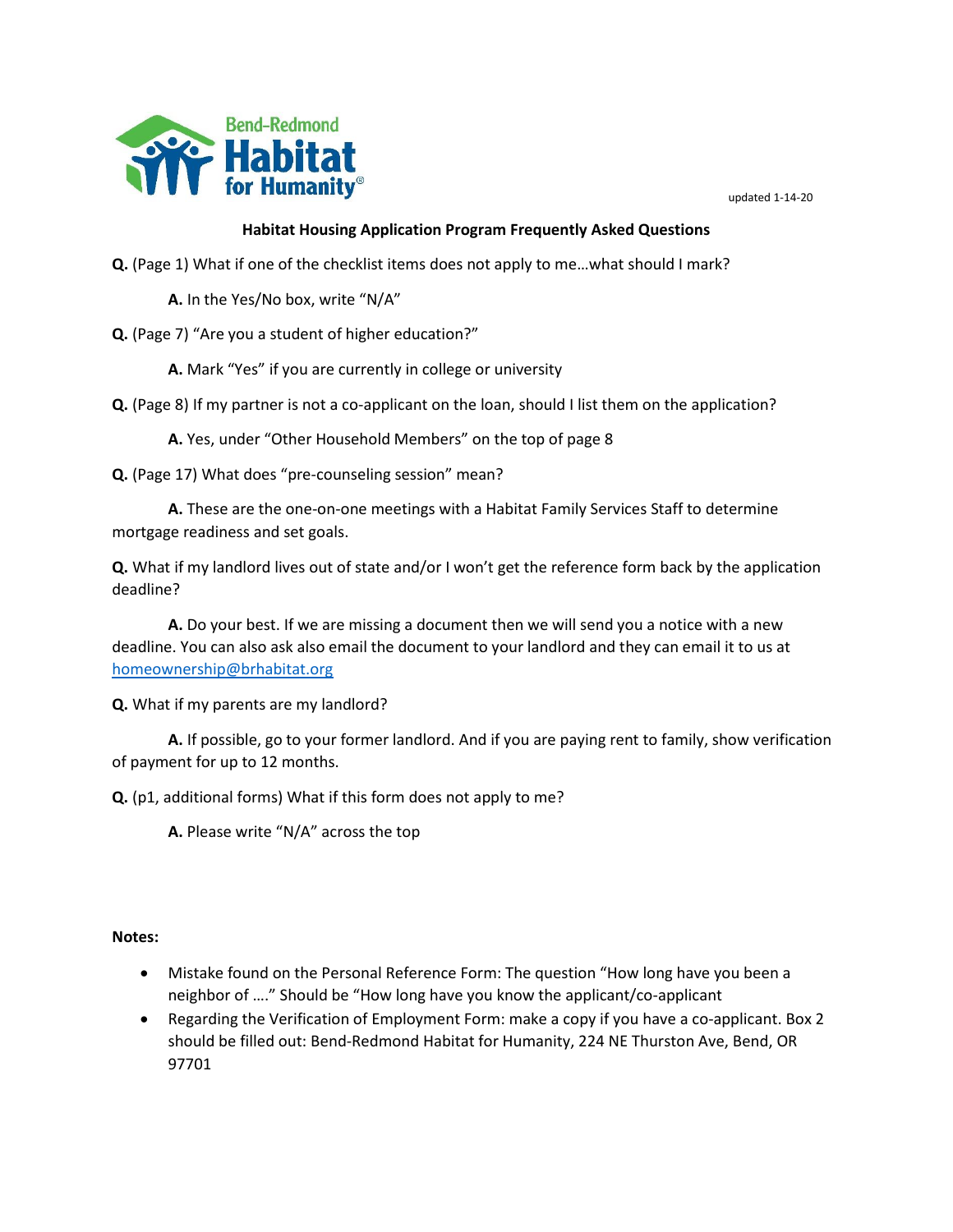Bend-Redmond Habitat for Humanity®

updated 1-14-20

## Habitat Housing Application Program Frequently Asked Questions

**Q.** (Page 1) What if one of the checklist items does not apply to me…what should I mark?

**A.** In the Yes/No box, write "N/A"

**Q.** (Page 7) "Are you a student of higher education?"

**A.** Mark "Yes" if you are currently in college or university

**Q.** (Page 8) If my partner is not a co-applicant on the loan, should I list them on the application?

**A.** Yes, under "Other Household Members" on the top of page 8

**Q.** (Page 17) What does "pre-counseling session" mean?

**A.** These are the one-on-one meetings with a Habitat Family Services Staff to determine mortgage readiness and set goals.

**Q.** What if my landlord lives out of state and/or I won't get the reference form back by the application deadline?

**A.** Do your best. If we are missing a document then we will send you a notice with a new deadline. You can also ask also email the document to your landlord and they can email it to us at homeownership@brhabitat.org

**Q.** What if my parents are my landlord?

**A.** If possible, go to your former landlord. And if you are paying rent to family, show verification of payment for up to 12 months.

**Q.** (p1, additional forms) What if this form does not apply to me?

**A.** Please write "N/A" across the top

**Notes:**

- Mistake found on the Personal Reference Form: The question "How long have you been a neighbor of …." Should be "How long have you know the applicant/co-applicant
- Regarding the Verification of Employment Form: make a copy if you have a co-applicant. Box 2 should be filled out: Bend-Redmond Habitat for Humanity, 224 NE Thurston Ave, Bend, OR 97701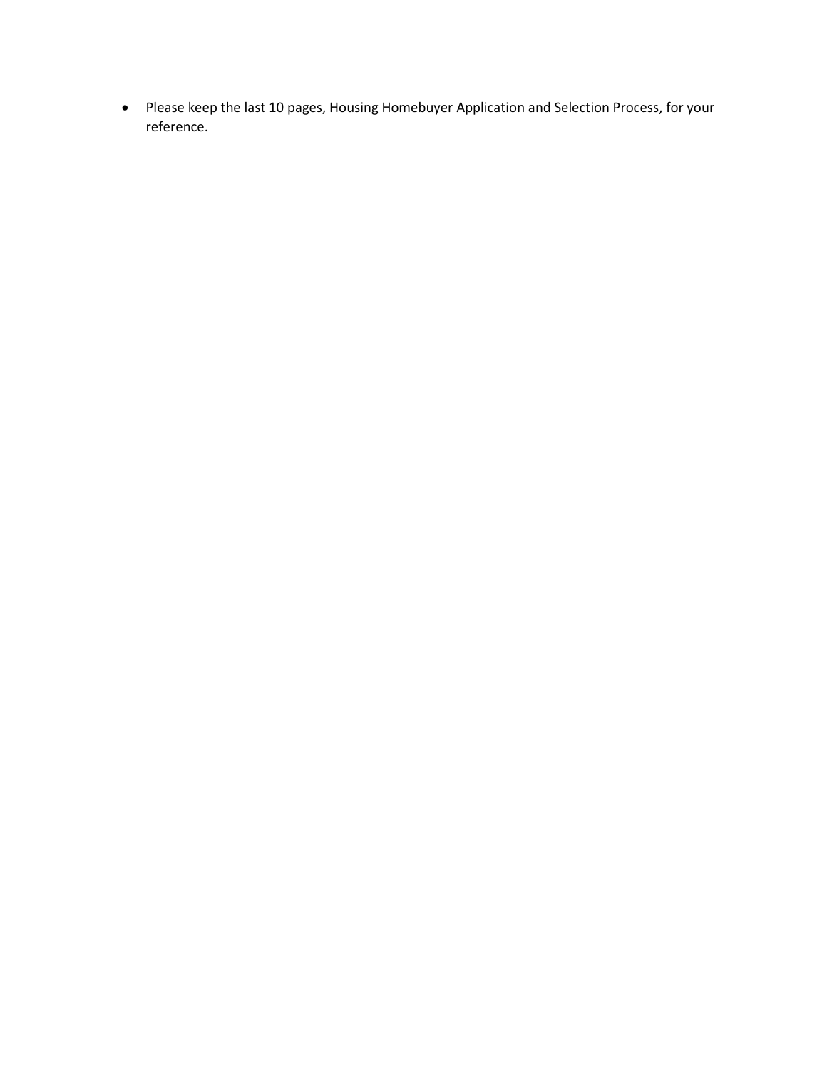- Please keep the last 10 pages, Housing Homebuyer Application and Selection Process, for your reference.